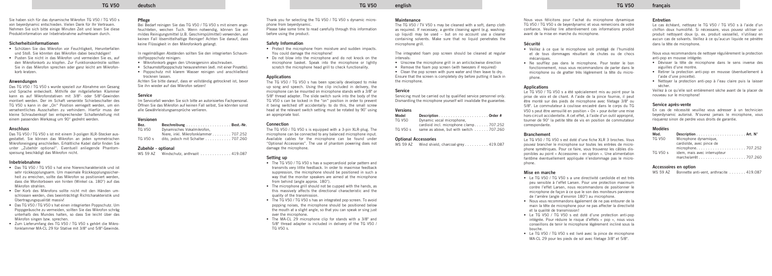Sie haben sich für das dynamische Mikrofon TG V50 / TG V50 s von beyerdynamic entschieden. Vielen Dank für Ihr Vertrauen. Nehmen Sie sich bitte einige Minuten Zeit und lesen Sie diese Produktinformation vor Inbetriebnahme aufmerksam durch.

## Sicherheitsinformationen

- Schützen Sie das Mikrofon vor Feuchtigkeit, Herunterfallen und Stoß. Sie könnten das Mikrofon dabei beschädigen!
- Pusten Sie nicht in das Mikrofon und vermeiden Sie es, auf den Mikrofonkorb zu klopfen. Zur Funktionskontrolle sollten Sie in das Mikrofon sprechen oder ganz leicht am Mikrofonkorb kratzen.

## Anwendungen

Das TG V50 / TG V50 s wurde speziell zur Abnahme von Gesang und Sprache entwickelt. Mithilfe der mitgelieferten Klammer kann es auf Mikrofonstativen mit 3/8"- oder 5/8"-Gewinden montiert werden. Der im Schaft versenkte Schiebeschalter des TG V50 s kann in der „On" Position verriegelt werden, um ein versehentliches Ausschalten zu verhindern. Hierfür muss der kleine Schraubenkopf bei entsprechender Schalterstellung mit einem passenden Werkzeug um 90° gedreht werden.

## Anschluss

Das TG V50 / TG V50 s ist mit einem 3-poligen XLR-Stecker ausgestattet. Sie können das Mikrofon an jeden symmetrischen Mikrofoneingang anschließen. Erhältliche Kabel dafür finden Sie unter „Zubehör optional". Eventuell anliegende Phantomspeisung beschädigt das Mikrofon nicht.

## Inbetriebnahme

- Das TG V50 / TG V50 s hat eine Nierencharakteristik und ist sehr rückkopplungsarm. Um maximale Rückkopplungssicherheit zu erreichen, sollte das Mikrofon so positioniert werden, dass die Monitorboxen von hinten (Winkel ca. 180°) auf das Mikrofon strahlen.
- Der Korb des Mikrofons sollte nicht mit den Händen umschlossen werden, dies beeinträchtigt Richtcharakteristik und Übertragungsqualität massiv!
- Das TG V50 / TG V50 s hat einen integrierten Poppschutz. Um Poppgeräusche zu vermeiden, sollten Sie das Mikrofon schräg unterhalb des Mundes halten, so dass Sie leicht über das Mikrofon singen bzw. sprechen.
- Zum Lieferumfang des TG V50 / TG V50 s gehört die Mikrofonklammer MA-CL 29 für Stative mit 3/8" und 5/8"-Gewinde.

## Pflege

Bei Bedarf reinigen Sie das TG V50 / TG V50 s mit einem angefeuchteten, weichen Tuch. Wenn notwendig, können Sie ein mildes Reinigungsmittel (z.B. Geschirrspülmittel) verwenden, auf keinen Fall lösemittelhaltige Reiniger! Achten Sie darauf, dass keine Flüssigkeit in den Mikrofonkorb gelangt.

In regelmäßigen Abständen sollten Sie den integrierten Schaumstoffpoppschutz reinigen:

- Mikrofonkorb gegen den Uhrzeigersinn abschrauben.
- Schaumstoffpoppschutz herausnehmen (evtl. mit einer Pinzette).
- Poppschutz mit klarem Wasser reinigen und anschließend trocknen lassen.

Achten Sie bitte darauf, dass er vollständig getrocknet ist, bevor Sie ihn wieder auf das Mikrofon setzen!

## Service

Im Servicefall wenden Sie sich bitte an autorisiertes Fachpersonal. Öffnen Sie das Mikrofon auf keinen Fall selbst, Sie könnten sonst alle Gewährleistungsansprüche verlieren.

## Versionen

| Bez. | Beschreibung | Best.-Nr. |
|---|---|---|
| TG V50 | Dynamisches Vokalmikrofon, Niere, inkl. Mikrofonklammer | 707.252 |
| TG V50 s | dito, jedoch mit Schalter | 707.260 |

## Zubehör - optional

| | | |
|---|---|---|
| WS 59 AZ | Windschutz, anthrazit | 419.087 |

Thank you for selecting the TG V50 / TG V50 s dynamic microphone from beyerdynamic.
Please take some time to read carefully through this information before using the product.

## Safety Information

- Protect the microphone from moisture and sudden impacts. You could damage the microphone!
- Do not blow into the microphone and do not knock on the microphone basket. Speak into the microphone or lightly scratch the microphone head grill to check functionality.

## Applications

The TG V50 / TG V50 s has been specially developed to mike up song and speech. Using the clip included in delivery, the microphone can be mounted on microphone stands with a 3/8" or 5/8" thread adapter. The slide switch sunk into the body of the TG V50 s can be locked in the "on" position in order to prevent it being switched off accidentally: to do this, the small screw head at the relevant switch setting must be rotated by 90° using an appropriate tool.

## Connection

The TG V50 / TG V50 s is equipped with a 3-pin XLR-plug. The microphone can be connected to any balanced microphone input. Available cables for the microphone can be found under "Optional Accessories". The use of phantom powering does not damage the microphone.

## Setting up

- The TG V50 / TG V50 s has a supercardioid polar pattern and transmits very little feedback. In order to maximise feedback suppression, the microphone should be positioned in such a way that the monitor speakers are aimed at the microphone from behind (angle approx. 180°).
- The microphone grill should not be cupped with the hands, as this massively affects the directional characteristic and the quality of the transmission.
- The TG V50 / TG V50 s has an integrated pop screen. To avoid popping noises, the microphone should be positioned below the mouth at a slight angle, so that you can speak or sing just over the microphone.
- The MA-CL 29 microphone clip for stands with a 3/8" and 5/8" thread adapter is included in delivery of the TG V50 / TG V50 s.

## Maintenance

The TG V50 / TV V50 s may be cleaned with a soft, damp cloth as required. If necessary, a gentle cleaning agent (e.g. washing-up liquid) may be used – but on no account use a cleaner containing solvents. Make sure that no liquid penetrates the microphone grill.

The integrated foam pop screen should be cleaned at regular intervals:

- Unscrew the microphone grill in an anticlockwise direction
- Remove the foam pop screen (with tweezers if required)
- Clean the pop screen with pure water and then leave to dry.

Ensure that the screen is completely dry before putting it back in the microphone.

## Service

Servicing must be carried out by qualified service personnel only. Dismantling the microphone yourself will invalidate the guarantee.

## Versions

| Model | Description | Order # |
|---|---|---|
| TG V50 | Dynamic vocal microphone, cardioid incl. microphone clamp | 707.252 |
| TG V50 s | same as above, but with switch | 707.260 |

## Optional Accessories

| | | |
|---|---|---|
| WS 59 AZ | Wind shield, charcoal-grey | 419.087 |

Nous vous félicitons pour l'achat du microphone dynamique TG V50 / TG V50 s de beyerdynamic et vous remercions de votre confiance. Veuillez lire attentivement ces informations produit avant de la mise en marche du microphone.

## Sécurité

- Veillez à ce que le microphone soit protégé de l'humidité et de tous dommages résultant de chutes ou de chocs mécaniques.
- Ne soufflez pas dans le microphone. Pour tester le bon fonctionnement, nous vous recommandons de parler dans le microphone ou de gratter très légèrement la tête du microphone.

## Applications

Le TG V50 / TG V50 s a été spécialement mis au point pour la prise de voix et de chant. A l'aide de la pince fournie, il peut être monté sur des pieds de microphone avec filetage 3/8" ou 5/8". Le commutateur à coulisse encastré dans le corps du TG V50 s peut être verrouillé en position « On » pour éviter une mise hors-circuit accidentelle. A cet effet, à l'aide d'un outil approprié, tourner de 90° la petite tête de vis en position de commutateur correspondante.

## Branchement

Le TG V50 / TG V50 s est doté d'une fiche XLR 3 broches. Vous pouvez brancher le microphone sur toutes les entrées de microphone symétriques. Pour ce faire, vous trouverez les câbles disponibles au point « Accessoires – en option ». Une alimentation fantôme éventuellement appliquée n'endommage pas le microphone.

## Mise en marche

- Le TG V50 / TG V50 s a une directivité cardioïde et est très peu sensible à l'effet Larsen. Pour une protection maximum contre l'effet Larsen, nous recommandons de positionner le microphone de façon à ce que le son des moniteurs parvienne de l'arrière (angle d'environ 180°) au microphone.
- Nous vous recommandons également de ne pas entourer de la main la tête de microphone pour ne pas affecter la directivité et la qualité de transmission!
- Le TG V50 / TG V50 s est doté d'une protection anti-pop intégrée. Pour réduire le risque d'effets « pop », nous vous conseillons de tenir le microphone légèrement incliné sous la bouche.
- Le TG V50 / TG V50 s est livré avec la pince de microphone MA-CL 29 pour les pieds de sol avec filetage 3/8" et 5/8".

## Entretien

Le cas échéant, nettoyez le TG V50 / TG V50 s à l'aide d'un chiffon doux humidifié. Si nécessaire, vous pouvez utiliser un produit nettoyant doux (p. ex. produit vaisselle), n'utilisez en aucun cas de solvants. Veillez à ce qu'aucun liquide ne pénètre dans la tête de microphone.

Nous vous recommandons de nettoyer régulièrement la protection anti-pop en mousse intégrée:

- Dévisser la tête de microphone dans le sens inverse des aiguilles d'une montre.
- Retirer la protection anti-pop en mousse (éventuellement à l'aide d'une pincette).
- Nettoyer la protection anti-pop à l'eau claire puis la laisser sécher.

Veillez à ce qu'elle soit entièrement sèche avant de la placer de nouveau sur le microphone!

## Service après-vente

En cas de nécessité veuillez vous adresser à un technicien beyerdynamic autorisé. N'ouvrez jamais le microphone, vous risquerez sinon de perdre vous droits de garantie.

## Modèles

| Mod. | Description | Art. N° |
|---|---|---|
| TG V50 | Microphone dynamique, cardioïde, avec pince de microphone. | 707.252 |
| TG V50 s | idem, mais avec interrupteur marche/arrêt | 707.260 |

## Accessoires en option

| | | |
|---|---|---|
| WS 59 AZ | Bonnette anti-vent, anthracite | 419.087 |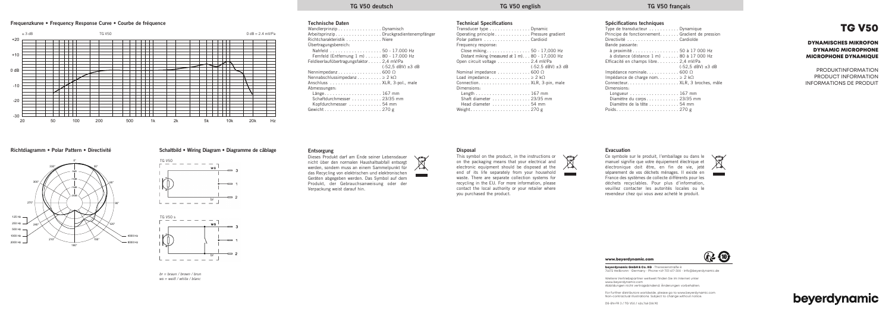# TG V50

## DYNAMISCHES MIKROFON
## DYNAMIC MICROPHONE
## MICROPHONE DYNAMIQUE

PRODUKTINFORMATION
PRODUCT INFORMATION
INFORMATIONS DE PRODUIT

### Frequenzkurve • Frequency Response Curve • Courbe de fréquence

± 3 dB
TG V50
0 dB = 2.4 mV/Pa
+20
+10
0 dB
-10
-20
-30
20 50 100 200 500 1k 2k 5k 10k 20k Hz

### Richtdiagramm • Polar Pattern • Directivité

0°
330° 30°
300° 60°
270° 90°
240° 120°
210° 150°
180°
-5dB
-10dB
-15dB
-20dB
125 Hz
250 Hz
500 Hz
1000 Hz
2000 Hz
4000 Hz
8000 Hz

### Schaltbild • Wiring Diagram • Diagramme de câblage

TG V50
ws 3
1
br 2

TG V50 s
ws 3
1
br 2

*br = braun / brown / brun*
*ws = weiß / white / blanc*

## TG V50 deutsch

### Technische Daten

| | |
|---|---|
| Wandlerprinzip | Dynamisch |
| Arbeitsprinzip | Druckgradientenempfänger |
| Richtcharakteristik | Niere |
| Übertragungsbereich: | |
| Nahfeld | 50 - 17.000 Hz |
| Fernfeld (Entfernung 1 m) | 80 - 17.000 Hz |
| Feldleerlaufübertragungsfaktor | 2,4 mV/Pa (-52,5 dBV) ±3 dB |
| Nennimpedanz | 600 Ω |
| Nennabschlussimpedanz | ≥ 2 kΩ |
| Anschluss | XLR, 3-pol., male |
| Abmessungen: | |
| Länge | 167 mm |
| Schaftdurchmesser | 23/35 mm |
| Kopfdurchmesser | 54 mm |
| Gewicht | 270 g |

### Entsorgung

Dieses Produkt darf am Ende seiner Lebensdauer nicht über den normalen Haushaltsabfall entsorgt werden, sondern muss an einem Sammelpunkt für das Recycling von elektrischen und elektronischen Geräten abgegeben werden. Das Symbol auf dem Produkt, der Gebrauchsanweisung oder der Verpackung weist darauf hin.

## TG V50 english

### Technical Specifications

| | |
|---|---|
| Transducer type | Dynamic |
| Operating principle | Pressure gradient |
| Polar pattern | Cardioid |
| Frequency response: | |
| Close miking | 50 - 17,000 Hz |
| Distant miking (measured at 1 m) | 80 - 17,000 Hz |
| Open circuit voltage | 2.4 mV/Pa (-52.5 dBV) ±3 dB |
| Nominal impedance | 600 Ω |
| Load impedance | ≥ 2 kΩ |
| Connection | XLR, 3-pin, male |
| Dimensions: | |
| Length | 167 mm |
| Shaft diameter | 23/35 mm |
| Head diameter | 54 mm |
| Weight | 270 g |

### Disposal

This symbol on the product, in the instructions or on the packaging means that your electrical and electronic equipment should be disposed at the end of its life separately from your household waste. There are separate collection systems for recycling in the EU. For more information, please contact the local authority or your retailer where you purchased the product.

## TG V50 français

### Spécifications techniques

| | |
|---|---|
| Type de transducteur | Dynamique |
| Principe de fonctionnement | Gradient de pression |
| Directivité | Cardioïde |
| Bande passante: | |
| à proximité | 50 à 17 000 Hz |
| à distance (distance 1 m) | 80 à 17 000 Hz |
| Efficacité en champs libre | 2,4 mV/Pa (-52,5 dBV) ±3 dB |
| Impédance nominale | 600 Ω |
| Impédance de charge nom. | ≥ 2 kΩ |
| Connecteur | XLR, 3 broches, mâle |
| Dimensions: | |
| Longueur | 167 mm |
| Diamètre du corps | 23/35 mm |
| Diamètre de la tête | 54 mm |
| Poids | 270 g |

### Evacuation

Ce symbole sur le produit, l'emballage ou dans le manuel signifie que votre équipement électrique et électronique doit être, en fin de vie, jeté séparément de vos déchets ménages. Il existe en France des systèmes de collecte différents pour les déchets recyclables. Pour plus d'information, veuillez contacter les autorités locales ou le revendeur chez qui vous avez acheté le produit.

**www.beyerdynamic.com**

**beyerdynamic GmbH & Co. KG** · Theresienstraße 8
74072 Heilbronn · Germany · Phone +49 7131 617-300 · info@beyerdynamic.de

Weitere Vertriebspartner weltweit finden Sie im Internet unter
www.beyerdynamic.com
Abbildungen nicht vertragsbindend. Änderungen vorbehalten.

For further distributors worldwide, please go to www.beyerdynamic.com
Non-contractual illustrations. Subject to change without notice.

DE-EN-FR 3 / TG V50 / 624.748 (04.19)

beyerdynamic